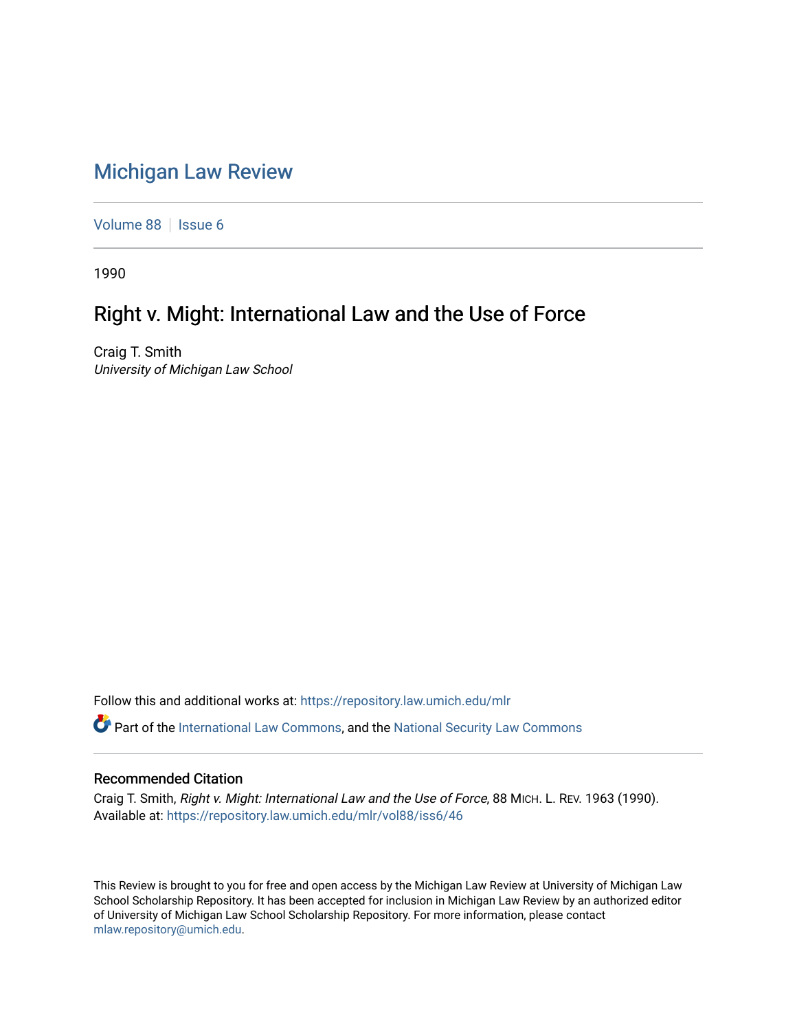# Michigan Law Review

Volume 88 | Issue 6

1990

## Right v. Might: International Law and the Use of Force

Craig T. Smith
*University of Michigan Law School*

Follow this and additional works at: https://repository.law.umich.edu/mlr

Part of the International Law Commons, and the National Security Law Commons

### Recommended Citation

Craig T. Smith, *Right v. Might: International Law and the Use of Force*, 88 MICH. L. REV. 1963 (1990).
Available at: https://repository.law.umich.edu/mlr/vol88/iss6/46

This Review is brought to you for free and open access by the Michigan Law Review at University of Michigan Law School Scholarship Repository. It has been accepted for inclusion in Michigan Law Review by an authorized editor of University of Michigan Law School Scholarship Repository. For more information, please contact mlaw.repository@umich.edu.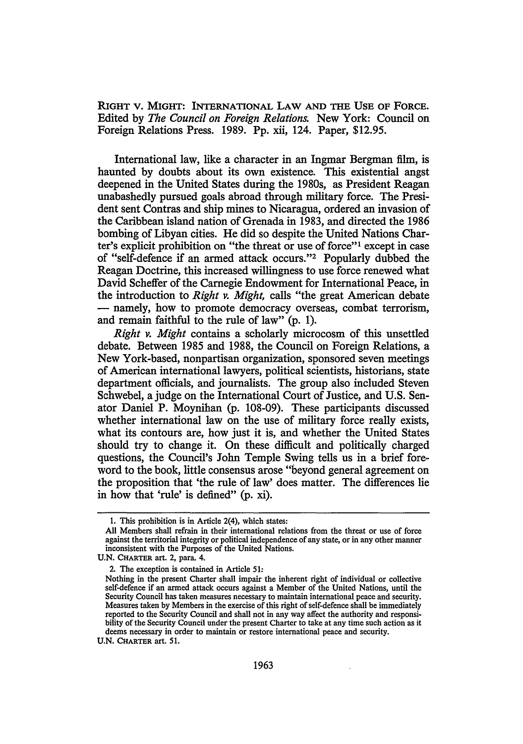RIGHT V. MIGHT: INTERNATIONAL LAW AND THE USE OF FORCE. Edited by *The Council on Foreign Relations.* New York: Council on Foreign Relations Press. 1989. Pp. xii, 124. Paper, $12.95.

International law, like a character in an Ingmar Bergman film, is haunted by doubts about its own existence. This existential angst deepened in the United States during the 1980s, as President Reagan unabashedly pursued goals abroad through military force. The President sent Contras and ship mines to Nicaragua, ordered an invasion of the Caribbean island nation of Grenada in 1983, and directed the 1986 bombing of Libyan cities. He did so despite the United Nations Charter's explicit prohibition on "the threat or use of force"[1] except in case of "self-defence if an armed attack occurs."[2] Popularly dubbed the Reagan Doctrine, this increased willingness to use force renewed what David Scheffer of the Carnegie Endowment for International Peace, in the introduction to *Right v. Might,* calls "the great American debate — namely, how to promote democracy overseas, combat terrorism, and remain faithful to the rule of law" (p. 1).

*Right v. Might* contains a scholarly microcosm of this unsettled debate. Between 1985 and 1988, the Council on Foreign Relations, a New York-based, nonpartisan organization, sponsored seven meetings of American international lawyers, political scientists, historians, state department officials, and journalists. The group also included Steven Schwebel, a judge on the International Court of Justice, and U.S. Senator Daniel P. Moynihan (p. 108-09). These participants discussed whether international law on the use of military force really exists, what its contours are, how just it is, and whether the United States should try to change it. On these difficult and politically charged questions, the Council's John Temple Swing tells us in a brief foreword to the book, little consensus arose "beyond general agreement on the proposition that 'the rule of law' does matter. The differences lie in how that 'rule' is defined" (p. xi).

---

1. This prohibition is in Article 2(4), which states:

All Members shall refrain in their international relations from the threat or use of force against the territorial integrity or political independence of any state, or in any other manner inconsistent with the Purposes of the United Nations.

U.N. CHARTER art. 2, para. 4.

2. The exception is contained in Article 51:

Nothing in the present Charter shall impair the inherent right of individual or collective self-defence if an armed attack occurs against a Member of the United Nations, until the Security Council has taken measures necessary to maintain international peace and security. Measures taken by Members in the exercise of this right of self-defence shall be immediately reported to the Security Council and shall not in any way affect the authority and responsibility of the Security Council under the present Charter to take at any time such action as it deems necessary in order to maintain or restore international peace and security.

U.N. CHARTER art. 51.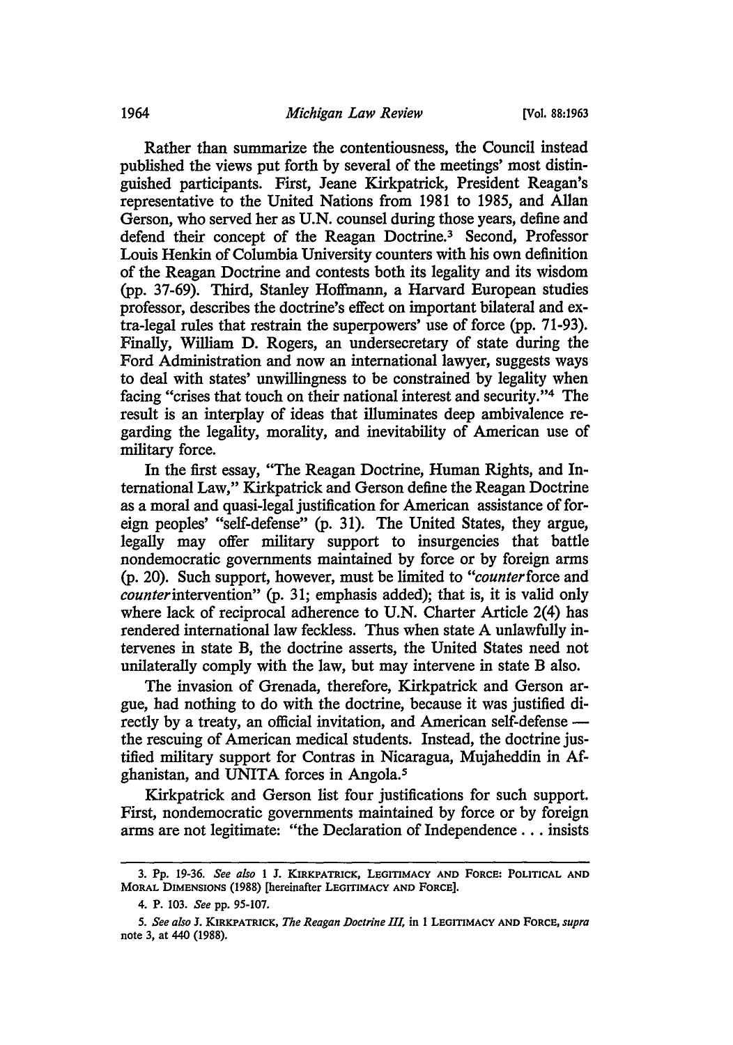Rather than summarize the contentiousness, the Council instead published the views put forth by several of the meetings' most distinguished participants. First, Jeane Kirkpatrick, President Reagan's representative to the United Nations from 1981 to 1985, and Allan Gerson, who served her as U.N. counsel during those years, define and defend their concept of the Reagan Doctrine.[3] Second, Professor Louis Henkin of Columbia University counters with his own definition of the Reagan Doctrine and contests both its legality and its wisdom (pp. 37-69). Third, Stanley Hoffmann, a Harvard European studies professor, describes the doctrine's effect on important bilateral and extra-legal rules that restrain the superpowers' use of force (pp. 71-93). Finally, William D. Rogers, an undersecretary of state during the Ford Administration and now an international lawyer, suggests ways to deal with states' unwillingness to be constrained by legality when facing "crises that touch on their national interest and security."[4] The result is an interplay of ideas that illuminates deep ambivalence regarding the legality, morality, and inevitability of American use of military force.

In the first essay, "The Reagan Doctrine, Human Rights, and International Law," Kirkpatrick and Gerson define the Reagan Doctrine as a moral and quasi-legal justification for American assistance of foreign peoples' "self-defense" (p. 31). The United States, they argue, legally may offer military support to insurgencies that battle nondemocratic governments maintained by force or by foreign arms (p. 20). Such support, however, must be limited to "*counter*force and *counter*intervention" (p. 31; emphasis added); that is, it is valid only where lack of reciprocal adherence to U.N. Charter Article 2(4) has rendered international law feckless. Thus when state A unlawfully intervenes in state B, the doctrine asserts, the United States need not unilaterally comply with the law, but may intervene in state B also.

The invasion of Grenada, therefore, Kirkpatrick and Gerson argue, had nothing to do with the doctrine, because it was justified directly by a treaty, an official invitation, and American self-defense — the rescuing of American medical students. Instead, the doctrine justified military support for Contras in Nicaragua, Mujaheddin in Afghanistan, and UNITA forces in Angola.[5]

Kirkpatrick and Gerson list four justifications for such support. First, nondemocratic governments maintained by force or by foreign arms are not legitimate: "the Declaration of Independence . . . insists

---

3. Pp. 19-36. *See also* 1 J. KIRKPATRICK, LEGITIMACY AND FORCE: POLITICAL AND MORAL DIMENSIONS (1988) [hereinafter LEGITIMACY AND FORCE].

4. P. 103. *See* pp. 95-107.

5. *See also* J. KIRKPATRICK, *The Reagan Doctrine III*, in 1 LEGITIMACY AND FORCE, *supra* note 3, at 440 (1988).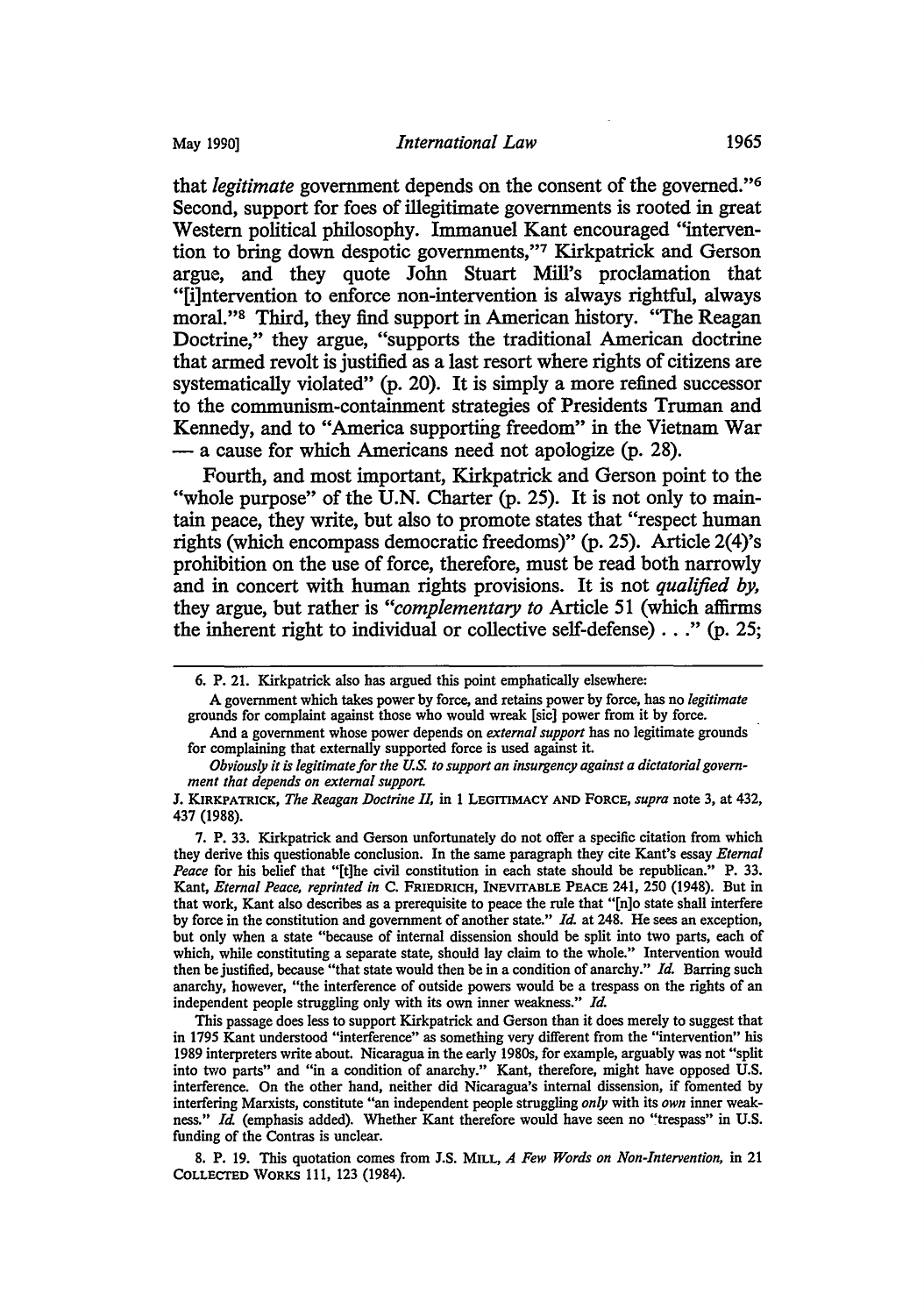that *legitimate* government depends on the consent of the governed."[6] Second, support for foes of illegitimate governments is rooted in great Western political philosophy. Immanuel Kant encouraged "intervention to bring down despotic governments,"[7] Kirkpatrick and Gerson argue, and they quote John Stuart Mill's proclamation that "[i]ntervention to enforce non-intervention is always rightful, always moral."[8] Third, they find support in American history. "The Reagan Doctrine," they argue, "supports the traditional American doctrine that armed revolt is justified as a last resort where rights of citizens are systematically violated" (p. 20). It is simply a more refined successor to the communism-containment strategies of Presidents Truman and Kennedy, and to "America supporting freedom" in the Vietnam War — a cause for which Americans need not apologize (p. 28).

Fourth, and most important, Kirkpatrick and Gerson point to the "whole purpose" of the U.N. Charter (p. 25). It is not only to maintain peace, they write, but also to promote states that "respect human rights (which encompass democratic freedoms)" (p. 25). Article 2(4)'s prohibition on the use of force, therefore, must be read both narrowly and in concert with human rights provisions. It is not *qualified by,* they argue, but rather is "*complementary to* Article 51 (which affirms the inherent right to individual or collective self-defense) . . ." (p. 25;

---

6. P. 21. Kirkpatrick also has argued this point emphatically elsewhere:

> A government which takes power by force, and retains power by force, has no *legitimate* grounds for complaint against those who would wreak [sic] power from it by force.
>
> And a government whose power depends on *external support* has no legitimate grounds for complaining that externally supported force is used against it.
>
> *Obviously it is legitimate for the U.S. to support an insurgency against a dictatorial government that depends on external support.*

J. KIRKPATRICK, *The Reagan Doctrine II,* in 1 LEGITIMACY AND FORCE, *supra* note 3, at 432, 437 (1988).

7. P. 33. Kirkpatrick and Gerson unfortunately do not offer a specific citation from which they derive this questionable conclusion. In the same paragraph they cite Kant's essay *Eternal Peace* for his belief that "[t]he civil constitution in each state should be republican." P. 33. Kant, *Eternal Peace, reprinted in* C. FRIEDRICH, INEVITABLE PEACE 241, 250 (1948). But in that work, Kant also describes as a prerequisite to peace the rule that "[n]o state shall interfere by force in the constitution and government of another state." *Id.* at 248. He sees an exception, but only when a state "because of internal dissension should be split into two parts, each of which, while constituting a separate state, should lay claim to the whole." Intervention would then be justified, because "that state would then be in a condition of anarchy." *Id.* Barring such anarchy, however, "the interference of outside powers would be a trespass on the rights of an independent people struggling only with its own inner weakness." *Id.*

This passage does less to support Kirkpatrick and Gerson than it does merely to suggest that in 1795 Kant understood "interference" as something very different from the "intervention" his 1989 interpreters write about. Nicaragua in the early 1980s, for example, arguably was not "split into two parts" and "in a condition of anarchy." Kant, therefore, might have opposed U.S. interference. On the other hand, neither did Nicaragua's internal dissension, if fomented by interfering Marxists, constitute "an independent people struggling *only* with its *own* inner weakness." *Id.* (emphasis added). Whether Kant therefore would have seen no "trespass" in U.S. funding of the Contras is unclear.

8. P. 19. This quotation comes from J.S. MILL, *A Few Words on Non-Intervention,* in 21 COLLECTED WORKS 111, 123 (1984).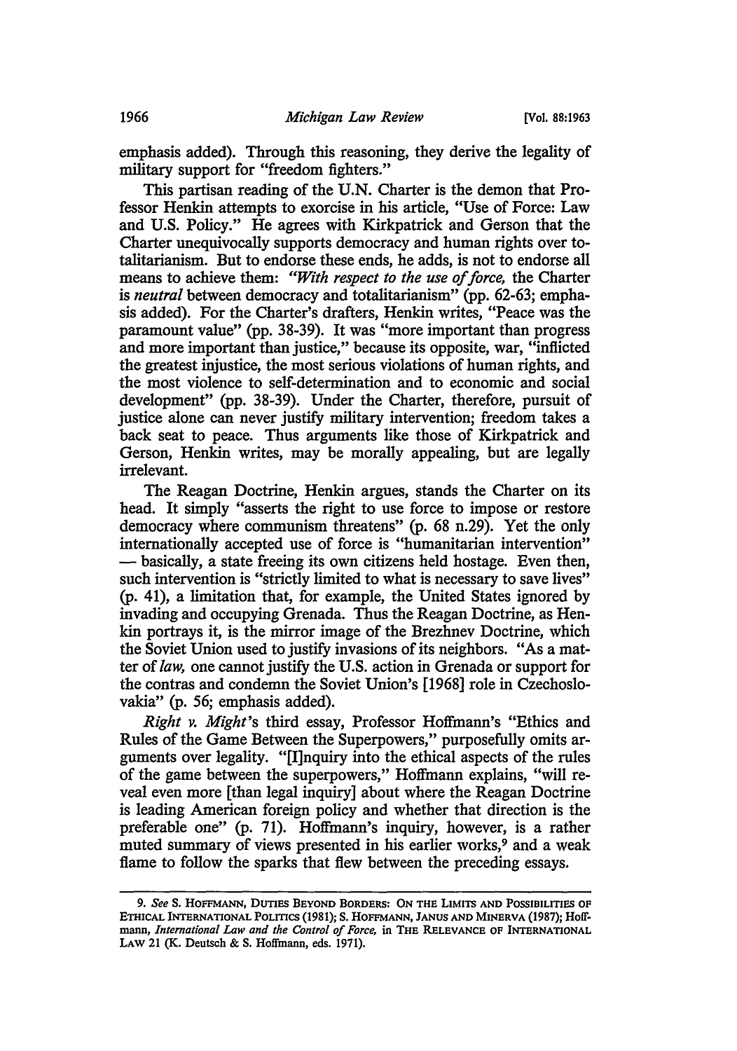emphasis added). Through this reasoning, they derive the legality of military support for "freedom fighters."

This partisan reading of the U.N. Charter is the demon that Professor Henkin attempts to exorcise in his article, "Use of Force: Law and U.S. Policy." He agrees with Kirkpatrick and Gerson that the Charter unequivocally supports democracy and human rights over totalitarianism. But to endorse these ends, he adds, is not to endorse all means to achieve them: *"With respect to the use of force,* the Charter is *neutral* between democracy and totalitarianism" (pp. 62-63; emphasis added). For the Charter's drafters, Henkin writes, "Peace was the paramount value" (pp. 38-39). It was "more important than progress and more important than justice," because its opposite, war, "inflicted the greatest injustice, the most serious violations of human rights, and the most violence to self-determination and to economic and social development" (pp. 38-39). Under the Charter, therefore, pursuit of justice alone can never justify military intervention; freedom takes a back seat to peace. Thus arguments like those of Kirkpatrick and Gerson, Henkin writes, may be morally appealing, but are legally irrelevant.

The Reagan Doctrine, Henkin argues, stands the Charter on its head. It simply "asserts the right to use force to impose or restore democracy where communism threatens" (p. 68 n.29). Yet the only internationally accepted use of force is "humanitarian intervention" — basically, a state freeing its own citizens held hostage. Even then, such intervention is "strictly limited to what is necessary to save lives" (p. 41), a limitation that, for example, the United States ignored by invading and occupying Grenada. Thus the Reagan Doctrine, as Henkin portrays it, is the mirror image of the Brezhnev Doctrine, which the Soviet Union used to justify invasions of its neighbors. "As a matter of *law,* one cannot justify the U.S. action in Grenada or support for the contras and condemn the Soviet Union's [1968] role in Czechoslovakia" (p. 56; emphasis added).

*Right v. Might*'s third essay, Professor Hoffmann's "Ethics and Rules of the Game Between the Superpowers," purposefully omits arguments over legality. "[I]nquiry into the ethical aspects of the rules of the game between the superpowers," Hoffmann explains, "will reveal even more [than legal inquiry] about where the Reagan Doctrine is leading American foreign policy and whether that direction is the preferable one" (p. 71). Hoffmann's inquiry, however, is a rather muted summary of views presented in his earlier works,[9] and a weak flame to follow the sparks that flew between the preceding essays.

---

9. *See* S. HOFFMANN, DUTIES BEYOND BORDERS: ON THE LIMITS AND POSSIBILITIES OF ETHICAL INTERNATIONAL POLITICS (1981); S. HOFFMANN, JANUS AND MINERVA (1987); Hoffmann, *International Law and the Control of Force,* in THE RELEVANCE OF INTERNATIONAL LAW 21 (K. Deutsch & S. Hoffmann, eds. 1971).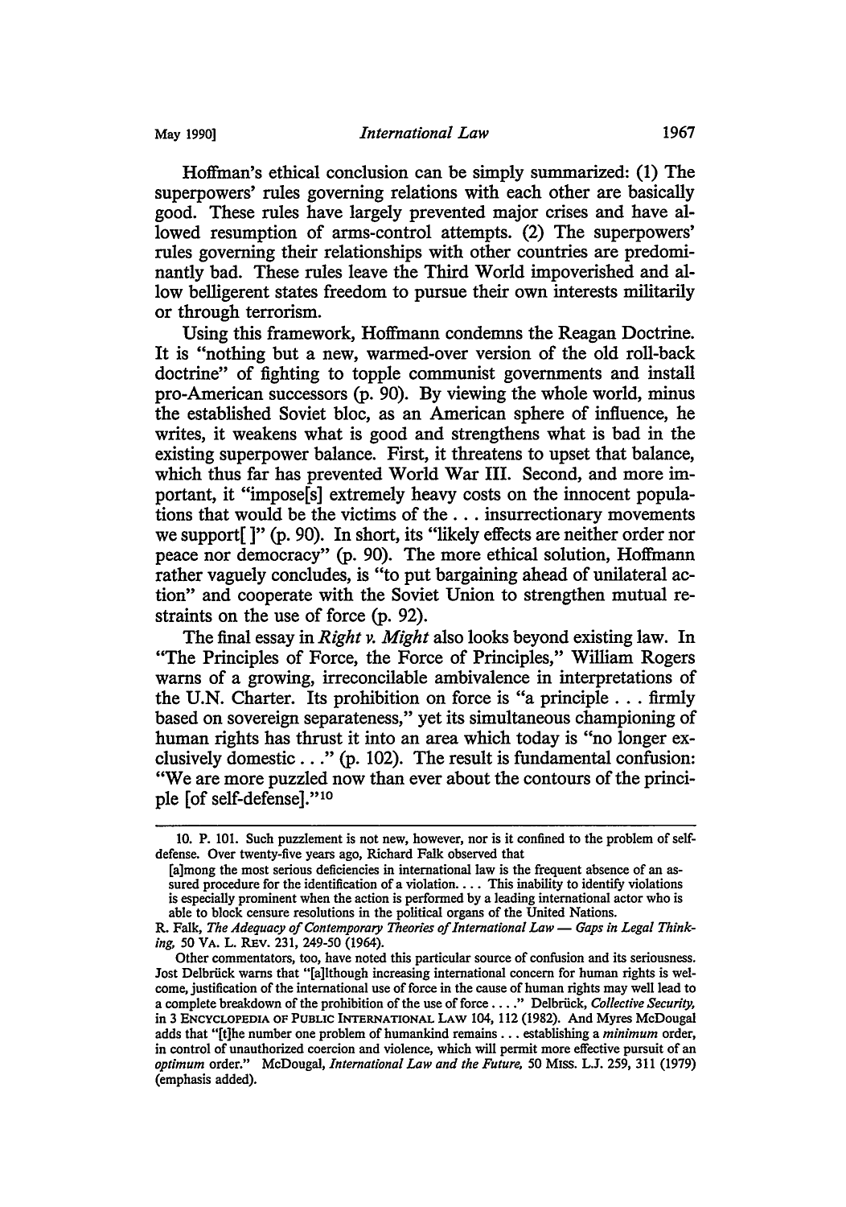Hoffman's ethical conclusion can be simply summarized: (1) The superpowers' rules governing relations with each other are basically good. These rules have largely prevented major crises and have allowed resumption of arms-control attempts. (2) The superpowers' rules governing their relationships with other countries are predominantly bad. These rules leave the Third World impoverished and allow belligerent states freedom to pursue their own interests militarily or through terrorism.

Using this framework, Hoffmann condemns the Reagan Doctrine. It is "nothing but a new, warmed-over version of the old roll-back doctrine" of fighting to topple communist governments and install pro-American successors (p. 90). By viewing the whole world, minus the established Soviet bloc, as an American sphere of influence, he writes, it weakens what is good and strengthens what is bad in the existing superpower balance. First, it threatens to upset that balance, which thus far has prevented World War III. Second, and more important, it "impose[s] extremely heavy costs on the innocent populations that would be the victims of the . . . insurrectionary movements we support[ ]" (p. 90). In short, its "likely effects are neither order nor peace nor democracy" (p. 90). The more ethical solution, Hoffmann rather vaguely concludes, is "to put bargaining ahead of unilateral action" and cooperate with the Soviet Union to strengthen mutual restraints on the use of force (p. 92).

The final essay in *Right v. Might* also looks beyond existing law. In "The Principles of Force, the Force of Principles," William Rogers warns of a growing, irreconcilable ambivalence in interpretations of the U.N. Charter. Its prohibition on force is "a principle . . . firmly based on sovereign separateness," yet its simultaneous championing of human rights has thrust it into an area which today is "no longer exclusively domestic . . ." (p. 102). The result is fundamental confusion: "We are more puzzled now than ever about the contours of the principle [of self-defense]."[10]

---

10. P. 101. Such puzzlement is not new, however, nor is it confined to the problem of self-defense. Over twenty-five years ago, Richard Falk observed that

> [a]mong the most serious deficiencies in international law is the frequent absence of an assured procedure for the identification of a violation. . . . This inability to identify violations is especially prominent when the action is performed by a leading international actor who is able to block censure resolutions in the political organs of the United Nations.

R. Falk, *The Adequacy of Contemporary Theories of International Law — Gaps in Legal Thinking*, 50 VA. L. REV. 231, 249-50 (1964).

Other commentators, too, have noted this particular source of confusion and its seriousness. Jost Delbrück warns that "[a]lthough increasing international concern for human rights is welcome, justification of the international use of force in the cause of human rights may well lead to a complete breakdown of the prohibition of the use of force . . . ." Delbrück, *Collective Security*, in 3 ENCYCLOPEDIA OF PUBLIC INTERNATIONAL LAW 104, 112 (1982). And Myres McDougal adds that "[t]he number one problem of humankind remains . . . establishing a *minimum* order, in control of unauthorized coercion and violence, which will permit more effective pursuit of an *optimum* order." McDougal, *International Law and the Future*, 50 MISS. L.J. 259, 311 (1979) (emphasis added).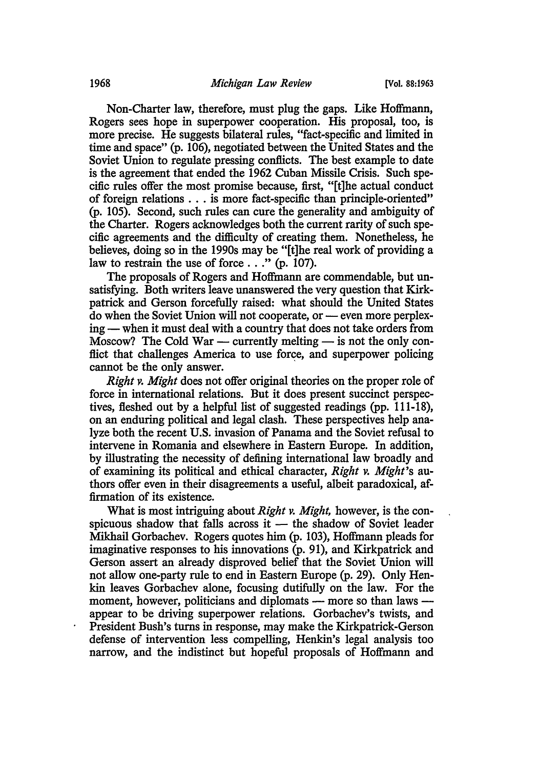Non-Charter law, therefore, must plug the gaps. Like Hoffmann, Rogers sees hope in superpower cooperation. His proposal, too, is more precise. He suggests bilateral rules, "fact-specific and limited in time and space" (p. 106), negotiated between the United States and the Soviet Union to regulate pressing conflicts. The best example to date is the agreement that ended the 1962 Cuban Missile Crisis. Such specific rules offer the most promise because, first, "[t]he actual conduct of foreign relations . . . is more fact-specific than principle-oriented" (p. 105). Second, such rules can cure the generality and ambiguity of the Charter. Rogers acknowledges both the current rarity of such specific agreements and the difficulty of creating them. Nonetheless, he believes, doing so in the 1990s may be "[t]he real work of providing a law to restrain the use of force . . ." (p. 107).

The proposals of Rogers and Hoffmann are commendable, but unsatisfying. Both writers leave unanswered the very question that Kirkpatrick and Gerson forcefully raised: what should the United States do when the Soviet Union will not cooperate, or — even more perplexing — when it must deal with a country that does not take orders from Moscow? The Cold War — currently melting — is not the only conflict that challenges America to use force, and superpower policing cannot be the only answer.

*Right v. Might* does not offer original theories on the proper role of force in international relations. But it does present succinct perspectives, fleshed out by a helpful list of suggested readings (pp. 111-18), on an enduring political and legal clash. These perspectives help analyze both the recent U.S. invasion of Panama and the Soviet refusal to intervene in Romania and elsewhere in Eastern Europe. In addition, by illustrating the necessity of defining international law broadly and of examining its political and ethical character, *Right v. Might*'s authors offer even in their disagreements a useful, albeit paradoxical, affirmation of its existence.

What is most intriguing about *Right v. Might*, however, is the conspicuous shadow that falls across it — the shadow of Soviet leader Mikhail Gorbachev. Rogers quotes him (p. 103), Hoffmann pleads for imaginative responses to his innovations (p. 91), and Kirkpatrick and Gerson assert an already disproved belief that the Soviet Union will not allow one-party rule to end in Eastern Europe (p. 29). Only Henkin leaves Gorbachev alone, focusing dutifully on the law. For the moment, however, politicians and diplomats — more so than laws — appear to be driving superpower relations. Gorbachev's twists, and President Bush's turns in response, may make the Kirkpatrick-Gerson defense of intervention less compelling, Henkin's legal analysis too narrow, and the indistinct but hopeful proposals of Hoffmann and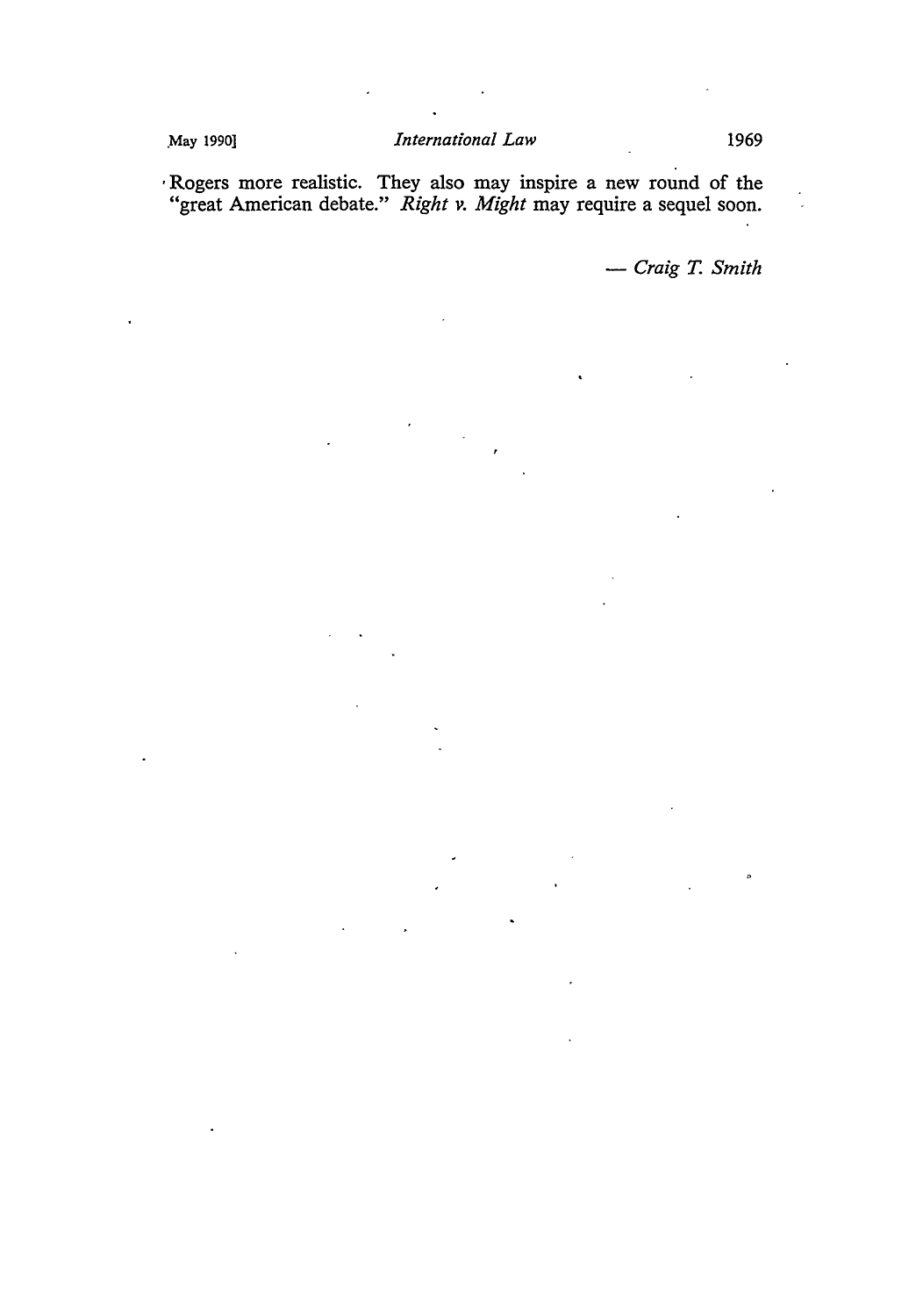Rogers more realistic. They also may inspire a new round of the "great American debate." *Right v. Might* may require a sequel soon.

— *Craig T. Smith*